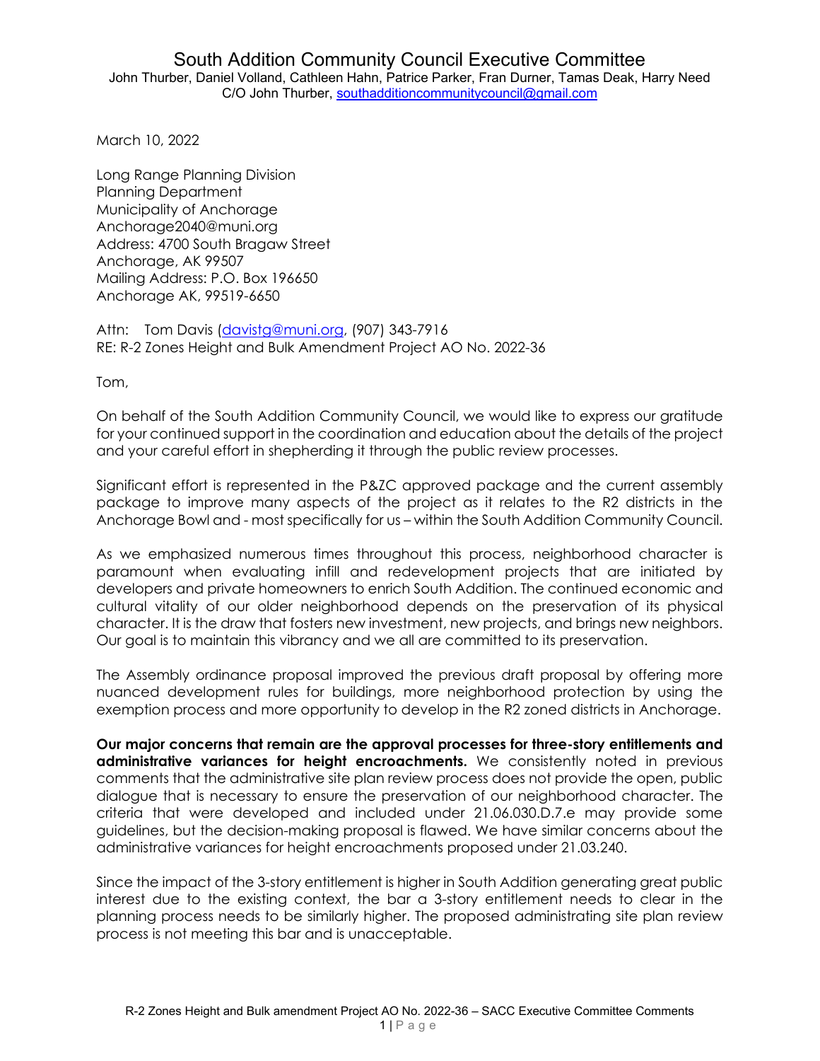# South Addition Community Council Executive Committee

John Thurber, Daniel Volland, Cathleen Hahn, Patrice Parker, Fran Durner, Tamas Deak, Harry Need
C/O John Thurber, southadditioncommunitycouncil@gmail.com

March 10, 2022

Long Range Planning Division
Planning Department
Municipality of Anchorage
Anchorage2040@muni.org
Address: 4700 South Bragaw Street
Anchorage, AK 99507
Mailing Address: P.O. Box 196650
Anchorage AK, 99519-6650

Attn: Tom Davis (davistg@muni.org, (907) 343-7916
RE: R-2 Zones Height and Bulk Amendment Project AO No. 2022-36

Tom,

On behalf of the South Addition Community Council, we would like to express our gratitude for your continued support in the coordination and education about the details of the project and your careful effort in shepherding it through the public review processes.

Significant effort is represented in the P&ZC approved package and the current assembly package to improve many aspects of the project as it relates to the R2 districts in the Anchorage Bowl and - most specifically for us – within the South Addition Community Council.

As we emphasized numerous times throughout this process, neighborhood character is paramount when evaluating infill and redevelopment projects that are initiated by developers and private homeowners to enrich South Addition. The continued economic and cultural vitality of our older neighborhood depends on the preservation of its physical character. It is the draw that fosters new investment, new projects, and brings new neighbors. Our goal is to maintain this vibrancy and we all are committed to its preservation.

The Assembly ordinance proposal improved the previous draft proposal by offering more nuanced development rules for buildings, more neighborhood protection by using the exemption process and more opportunity to develop in the R2 zoned districts in Anchorage.

**Our major concerns that remain are the approval processes for three-story entitlements and administrative variances for height encroachments.** We consistently noted in previous comments that the administrative site plan review process does not provide the open, public dialogue that is necessary to ensure the preservation of our neighborhood character. The criteria that were developed and included under 21.06.030.D.7.e may provide some guidelines, but the decision-making proposal is flawed. We have similar concerns about the administrative variances for height encroachments proposed under 21.03.240.

Since the impact of the 3-story entitlement is higher in South Addition generating great public interest due to the existing context, the bar a 3-story entitlement needs to clear in the planning process needs to be similarly higher. The proposed administrating site plan review process is not meeting this bar and is unacceptable.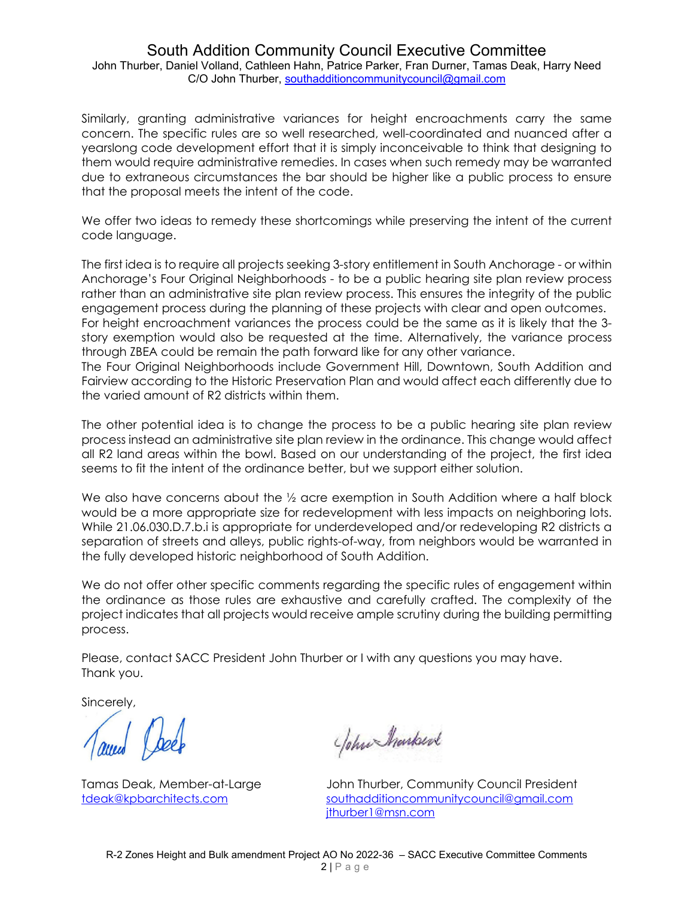Similarly, granting administrative variances for height encroachments carry the same concern. The specific rules are so well researched, well-coordinated and nuanced after a yearslong code development effort that it is simply inconceivable to think that designing to them would require administrative remedies. In cases when such remedy may be warranted due to extraneous circumstances the bar should be higher like a public process to ensure that the proposal meets the intent of the code.

We offer two ideas to remedy these shortcomings while preserving the intent of the current code language.

The first idea is to require all projects seeking 3-story entitlement in South Anchorage - or within Anchorage's Four Original Neighborhoods - to be a public hearing site plan review process rather than an administrative site plan review process. This ensures the integrity of the public engagement process during the planning of these projects with clear and open outcomes. For height encroachment variances the process could be the same as it is likely that the 3-story exemption would also be requested at the time. Alternatively, the variance process through ZBEA could be remain the path forward like for any other variance.
The Four Original Neighborhoods include Government Hill, Downtown, South Addition and Fairview according to the Historic Preservation Plan and would affect each differently due to the varied amount of R2 districts within them.

The other potential idea is to change the process to be a public hearing site plan review process instead an administrative site plan review in the ordinance. This change would affect all R2 land areas within the bowl. Based on our understanding of the project, the first idea seems to fit the intent of the ordinance better, but we support either solution.

We also have concerns about the ½ acre exemption in South Addition where a half block would be a more appropriate size for redevelopment with less impacts on neighboring lots. While 21.06.030.D.7.b.i is appropriate for underdeveloped and/or redeveloping R2 districts a separation of streets and alleys, public rights-of-way, from neighbors would be warranted in the fully developed historic neighborhood of South Addition.

We do not offer other specific comments regarding the specific rules of engagement within the ordinance as those rules are exhaustive and carefully crafted. The complexity of the project indicates that all projects would receive ample scrutiny during the building permitting process.

Please, contact SACC President John Thurber or I with any questions you may have.
Thank you.

Sincerely,

Tamas Deak, Member-at-Large
tdeak@kpbarchitects.com

John Thurber, Community Council President
southadditioncommunitycouncil@gmail.com
jthurber1@msn.com